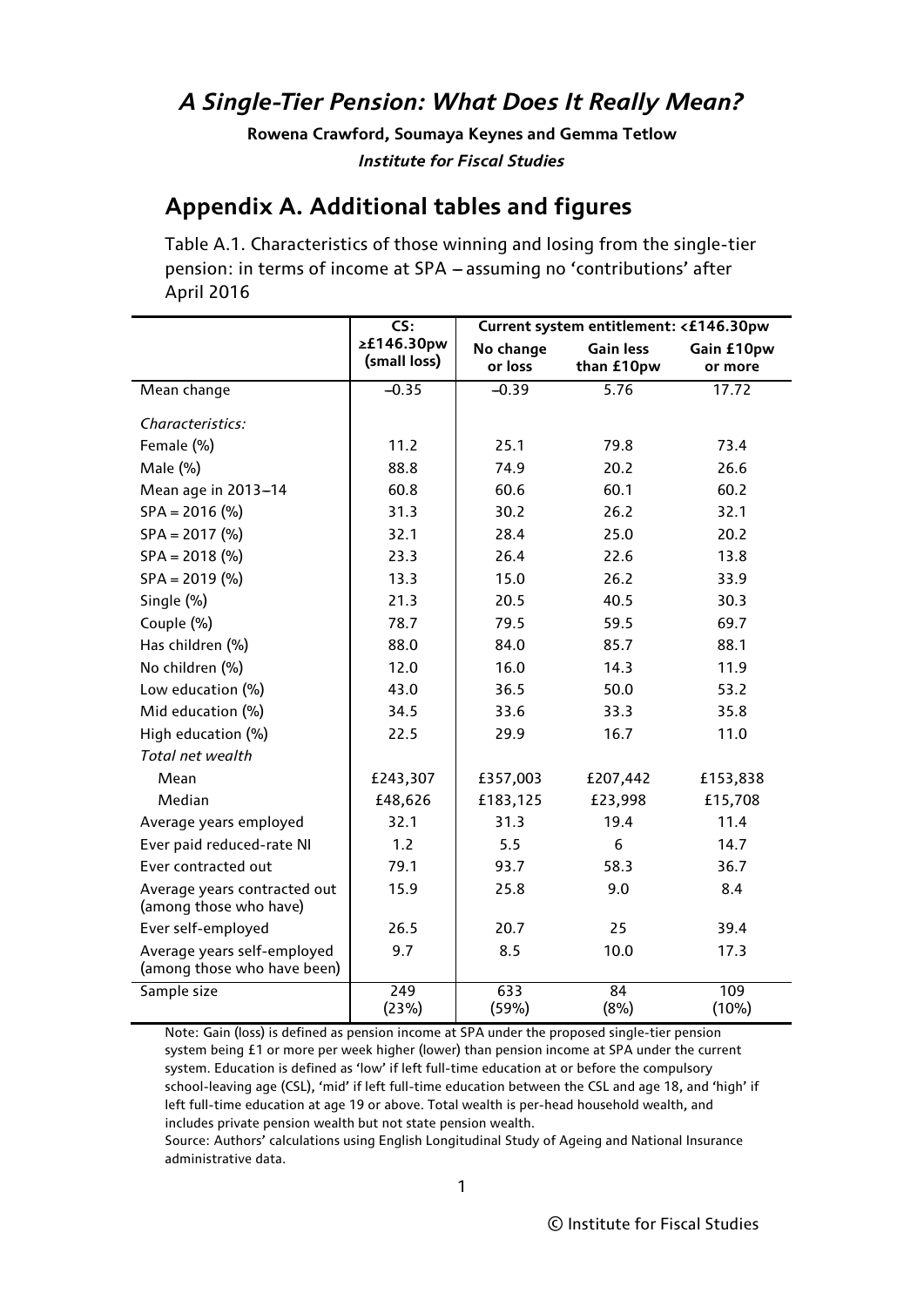# A Single-Tier Pension: What Does It Really Mean?

**Rowena Crawford, Soumaya Keynes and Gemma Tetlow**

***Institute for Fiscal Studies***

## Appendix A. Additional tables and figures

Table A.1. Characteristics of those winning and losing from the single-tier pension: in terms of income at SPA – assuming no 'contributions' after April 2016

| | CS: ≥£146.30pw (small loss) | Current system entitlement: <£146.30pw | | |
|---|---|---|---|---|
| | | No change or loss | Gain less than £10pw | Gain £10pw or more |
| Mean change | –0.35 | –0.39 | 5.76 | 17.72 |
| *Characteristics:* | | | | |
| Female (%) | 11.2 | 25.1 | 79.8 | 73.4 |
| Male (%) | 88.8 | 74.9 | 20.2 | 26.6 |
| Mean age in 2013–14 | 60.8 | 60.6 | 60.1 | 60.2 |
| SPA = 2016 (%) | 31.3 | 30.2 | 26.2 | 32.1 |
| SPA = 2017 (%) | 32.1 | 28.4 | 25.0 | 20.2 |
| SPA = 2018 (%) | 23.3 | 26.4 | 22.6 | 13.8 |
| SPA = 2019 (%) | 13.3 | 15.0 | 26.2 | 33.9 |
| Single (%) | 21.3 | 20.5 | 40.5 | 30.3 |
| Couple (%) | 78.7 | 79.5 | 59.5 | 69.7 |
| Has children (%) | 88.0 | 84.0 | 85.7 | 88.1 |
| No children (%) | 12.0 | 16.0 | 14.3 | 11.9 |
| Low education (%) | 43.0 | 36.5 | 50.0 | 53.2 |
| Mid education (%) | 34.5 | 33.6 | 33.3 | 35.8 |
| High education (%) | 22.5 | 29.9 | 16.7 | 11.0 |
| *Total net wealth* | | | | |
| Mean | £243,307 | £357,003 | £207,442 | £153,838 |
| Median | £48,626 | £183,125 | £23,998 | £15,708 |
| Average years employed | 32.1 | 31.3 | 19.4 | 11.4 |
| Ever paid reduced-rate NI | 1.2 | 5.5 | 6 | 14.7 |
| Ever contracted out | 79.1 | 93.7 | 58.3 | 36.7 |
| Average years contracted out (among those who have) | 15.9 | 25.8 | 9.0 | 8.4 |
| Ever self-employed | 26.5 | 20.7 | 25 | 39.4 |
| Average years self-employed (among those who have been) | 9.7 | 8.5 | 10.0 | 17.3 |
| Sample size | 249 (23%) | 633 (59%) | 84 (8%) | 109 (10%) |

Note: Gain (loss) is defined as pension income at SPA under the proposed single-tier pension system being £1 or more per week higher (lower) than pension income at SPA under the current system. Education is defined as 'low' if left full-time education at or before the compulsory school-leaving age (CSL), 'mid' if left full-time education between the CSL and age 18, and 'high' if left full-time education at age 19 or above. Total wealth is per-head household wealth, and includes private pension wealth but not state pension wealth.

Source: Authors' calculations using English Longitudinal Study of Ageing and National Insurance administrative data.

© Institute for Fiscal Studies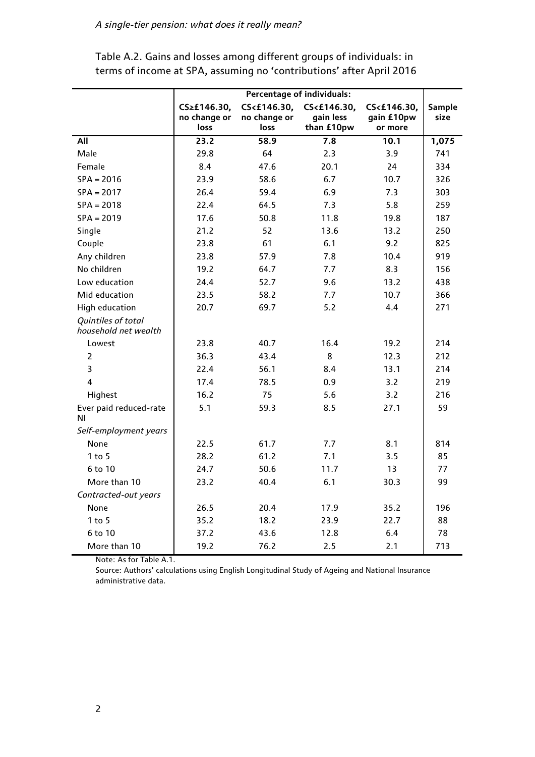Table A.2. Gains and losses among different groups of individuals: in terms of income at SPA, assuming no 'contributions' after April 2016

| | Percentage of individuals: | | | | |
|---|---|---|---|---|---|
| | CS≥£146.30, no change or loss | CS<£146.30, no change or loss | CS<£146.30, gain less than £10pw | CS<£146.30, gain £10pw or more | Sample size |
| **All** | **23.2** | **58.9** | **7.8** | **10.1** | **1,075** |
| Male | 29.8 | 64 | 2.3 | 3.9 | 741 |
| Female | 8.4 | 47.6 | 20.1 | 24 | 334 |
| SPA = 2016 | 23.9 | 58.6 | 6.7 | 10.7 | 326 |
| SPA = 2017 | 26.4 | 59.4 | 6.9 | 7.3 | 303 |
| SPA = 2018 | 22.4 | 64.5 | 7.3 | 5.8 | 259 |
| SPA = 2019 | 17.6 | 50.8 | 11.8 | 19.8 | 187 |
| Single | 21.2 | 52 | 13.6 | 13.2 | 250 |
| Couple | 23.8 | 61 | 6.1 | 9.2 | 825 |
| Any children | 23.8 | 57.9 | 7.8 | 10.4 | 919 |
| No children | 19.2 | 64.7 | 7.7 | 8.3 | 156 |
| Low education | 24.4 | 52.7 | 9.6 | 13.2 | 438 |
| Mid education | 23.5 | 58.2 | 7.7 | 10.7 | 366 |
| High education | 20.7 | 69.7 | 5.2 | 4.4 | 271 |
| *Quintiles of total household net wealth* | | | | | |
| Lowest | 23.8 | 40.7 | 16.4 | 19.2 | 214 |
| 2 | 36.3 | 43.4 | 8 | 12.3 | 212 |
| 3 | 22.4 | 56.1 | 8.4 | 13.1 | 214 |
| 4 | 17.4 | 78.5 | 0.9 | 3.2 | 219 |
| Highest | 16.2 | 75 | 5.6 | 3.2 | 216 |
| Ever paid reduced-rate NI | 5.1 | 59.3 | 8.5 | 27.1 | 59 |
| *Self-employment years* | | | | | |
| None | 22.5 | 61.7 | 7.7 | 8.1 | 814 |
| 1 to 5 | 28.2 | 61.2 | 7.1 | 3.5 | 85 |
| 6 to 10 | 24.7 | 50.6 | 11.7 | 13 | 77 |
| More than 10 | 23.2 | 40.4 | 6.1 | 30.3 | 99 |
| *Contracted-out years* | | | | | |
| None | 26.5 | 20.4 | 17.9 | 35.2 | 196 |
| 1 to 5 | 35.2 | 18.2 | 23.9 | 22.7 | 88 |
| 6 to 10 | 37.2 | 43.6 | 12.8 | 6.4 | 78 |
| More than 10 | 19.2 | 76.2 | 2.5 | 2.1 | 713 |

Note: As for Table A.1.

Source: Authors' calculations using English Longitudinal Study of Ageing and National Insurance administrative data.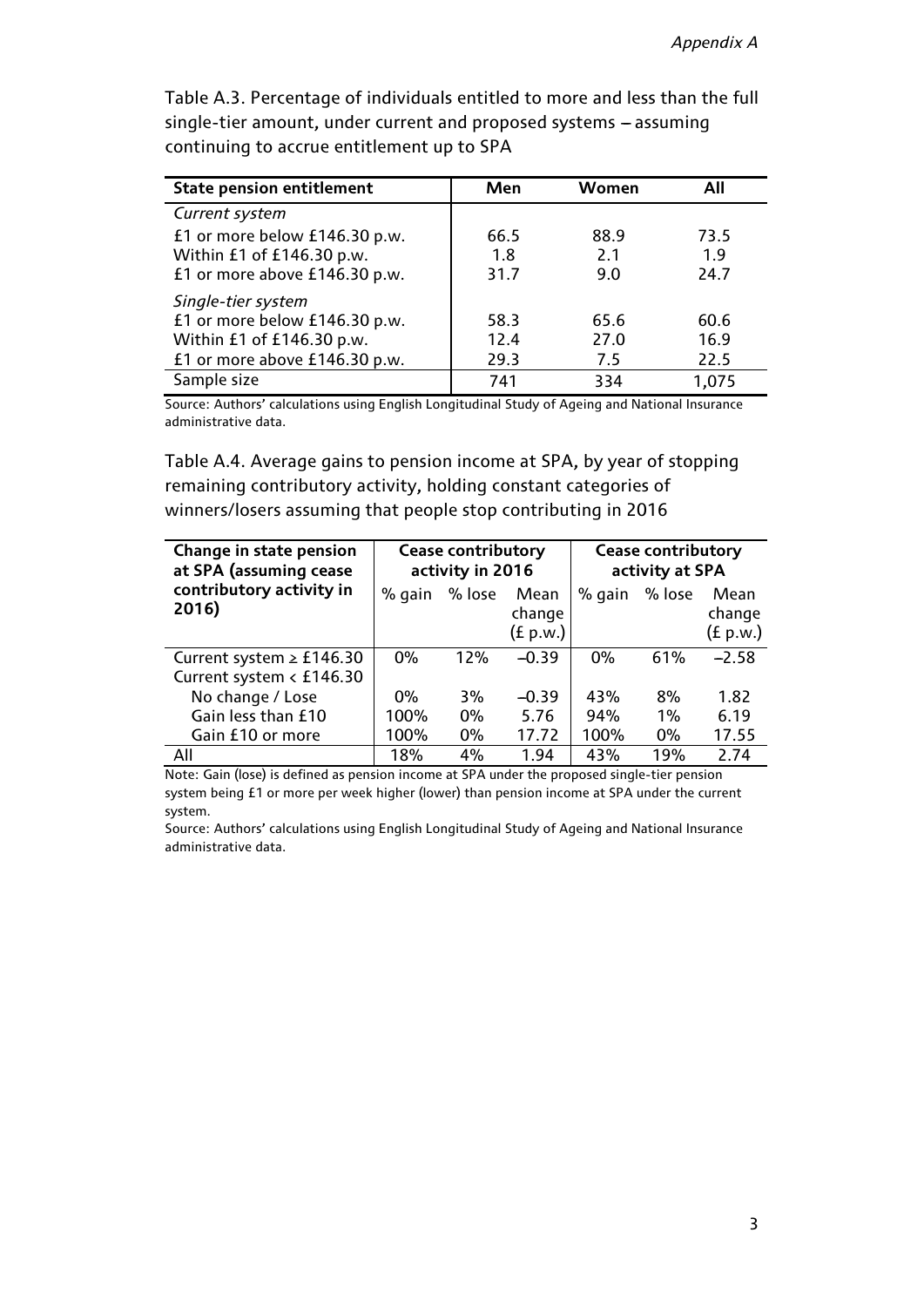Table A.3. Percentage of individuals entitled to more and less than the full single-tier amount, under current and proposed systems – assuming continuing to accrue entitlement up to SPA

| State pension entitlement | Men | Women | All |
|---|---|---|---|
| *Current system* | | | |
| £1 or more below £146.30 p.w. | 66.5 | 88.9 | 73.5 |
| Within £1 of £146.30 p.w. | 1.8 | 2.1 | 1.9 |
| £1 or more above £146.30 p.w. | 31.7 | 9.0 | 24.7 |
| *Single-tier system* | | | |
| £1 or more below £146.30 p.w. | 58.3 | 65.6 | 60.6 |
| Within £1 of £146.30 p.w. | 12.4 | 27.0 | 16.9 |
| £1 or more above £146.30 p.w. | 29.3 | 7.5 | 22.5 |
| Sample size | 741 | 334 | 1,075 |

Source: Authors' calculations using English Longitudinal Study of Ageing and National Insurance administrative data.

Table A.4. Average gains to pension income at SPA, by year of stopping remaining contributory activity, holding constant categories of winners/losers assuming that people stop contributing in 2016

| Change in state pension at SPA (assuming cease contributory activity in 2016) | Cease contributory activity in 2016 | | | Cease contributory activity at SPA | | |
|---|---|---|---|---|---|---|
| | % gain | % lose | Mean change (£ p.w.) | % gain | % lose | Mean change (£ p.w.) |
| Current system ≥ £146.30 | 0% | 12% | –0.39 | 0% | 61% | –2.58 |
| Current system < £146.30 | | | | | | |
| No change / Lose | 0% | 3% | –0.39 | 43% | 8% | 1.82 |
| Gain less than £10 | 100% | 0% | 5.76 | 94% | 1% | 6.19 |
| Gain £10 or more | 100% | 0% | 17.72 | 100% | 0% | 17.55 |
| All | 18% | 4% | 1.94 | 43% | 19% | 2.74 |

Note: Gain (lose) is defined as pension income at SPA under the proposed single-tier pension system being £1 or more per week higher (lower) than pension income at SPA under the current system.

Source: Authors' calculations using English Longitudinal Study of Ageing and National Insurance administrative data.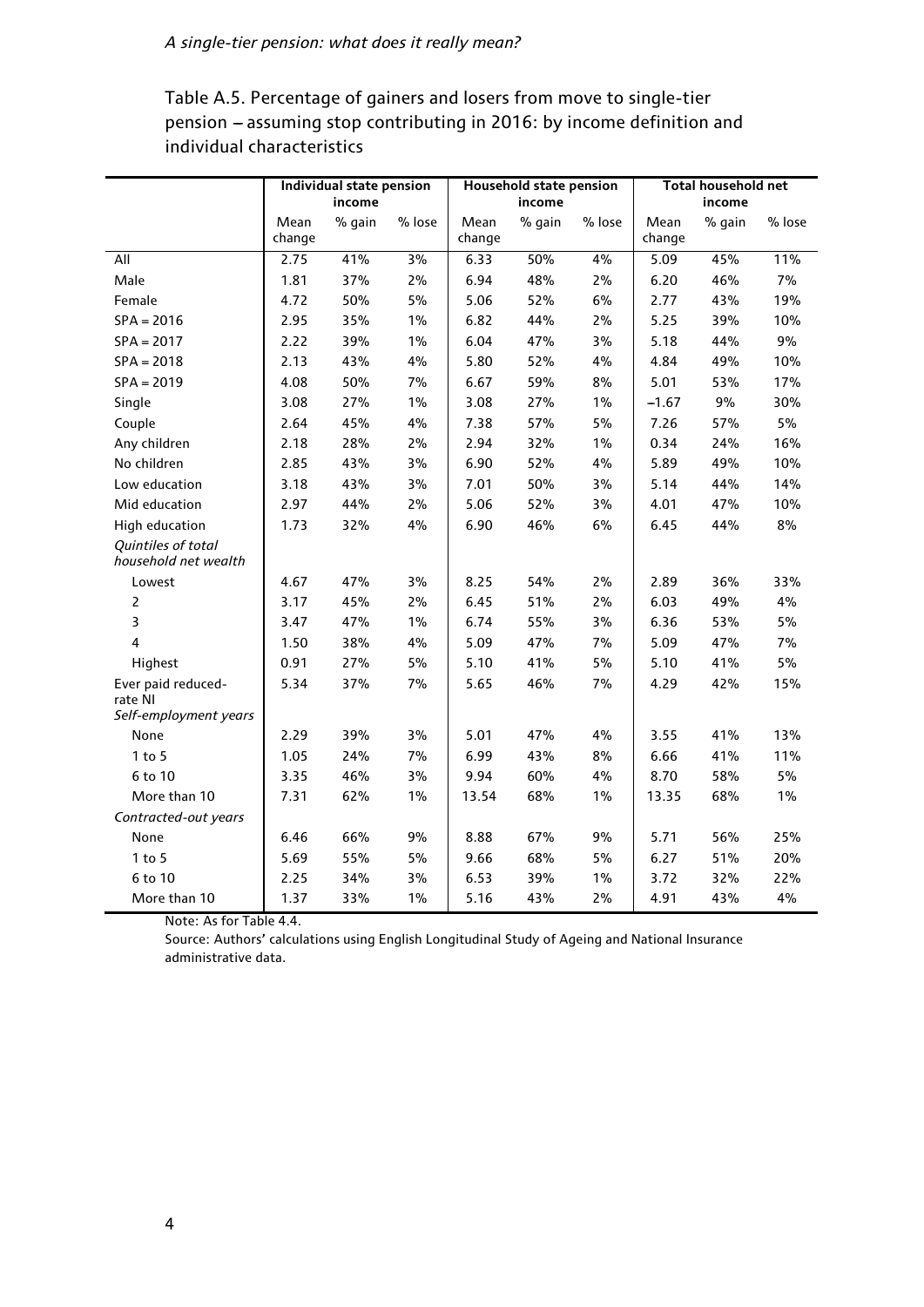Table A.5. Percentage of gainers and losers from move to single-tier pension – assuming stop contributing in 2016: by income definition and individual characteristics

| | Individual state pension income | | | Household state pension income | | | Total household net income | | |
|---|---|---|---|---|---|---|---|---|---|
| | Mean change | % gain | % lose | Mean change | % gain | % lose | Mean change | % gain | % lose |
| All | 2.75 | 41% | 3% | 6.33 | 50% | 4% | 5.09 | 45% | 11% |
| Male | 1.81 | 37% | 2% | 6.94 | 48% | 2% | 6.20 | 46% | 7% |
| Female | 4.72 | 50% | 5% | 5.06 | 52% | 6% | 2.77 | 43% | 19% |
| SPA = 2016 | 2.95 | 35% | 1% | 6.82 | 44% | 2% | 5.25 | 39% | 10% |
| SPA = 2017 | 2.22 | 39% | 1% | 6.04 | 47% | 3% | 5.18 | 44% | 9% |
| SPA = 2018 | 2.13 | 43% | 4% | 5.80 | 52% | 4% | 4.84 | 49% | 10% |
| SPA = 2019 | 4.08 | 50% | 7% | 6.67 | 59% | 8% | 5.01 | 53% | 17% |
| Single | 3.08 | 27% | 1% | 3.08 | 27% | 1% | –1.67 | 9% | 30% |
| Couple | 2.64 | 45% | 4% | 7.38 | 57% | 5% | 7.26 | 57% | 5% |
| Any children | 2.18 | 28% | 2% | 2.94 | 32% | 1% | 0.34 | 24% | 16% |
| No children | 2.85 | 43% | 3% | 6.90 | 52% | 4% | 5.89 | 49% | 10% |
| Low education | 3.18 | 43% | 3% | 7.01 | 50% | 3% | 5.14 | 44% | 14% |
| Mid education | 2.97 | 44% | 2% | 5.06 | 52% | 3% | 4.01 | 47% | 10% |
| High education | 1.73 | 32% | 4% | 6.90 | 46% | 6% | 6.45 | 44% | 8% |
| *Quintiles of total household net wealth* | | | | | | | | | |
| Lowest | 4.67 | 47% | 3% | 8.25 | 54% | 2% | 2.89 | 36% | 33% |
| 2 | 3.17 | 45% | 2% | 6.45 | 51% | 2% | 6.03 | 49% | 4% |
| 3 | 3.47 | 47% | 1% | 6.74 | 55% | 3% | 6.36 | 53% | 5% |
| 4 | 1.50 | 38% | 4% | 5.09 | 47% | 7% | 5.09 | 47% | 7% |
| Highest | 0.91 | 27% | 5% | 5.10 | 41% | 5% | 5.10 | 41% | 5% |
| Ever paid reduced-rate NI | 5.34 | 37% | 7% | 5.65 | 46% | 7% | 4.29 | 42% | 15% |
| *Self-employment years* | | | | | | | | | |
| None | 2.29 | 39% | 3% | 5.01 | 47% | 4% | 3.55 | 41% | 13% |
| 1 to 5 | 1.05 | 24% | 7% | 6.99 | 43% | 8% | 6.66 | 41% | 11% |
| 6 to 10 | 3.35 | 46% | 3% | 9.94 | 60% | 4% | 8.70 | 58% | 5% |
| More than 10 | 7.31 | 62% | 1% | 13.54 | 68% | 1% | 13.35 | 68% | 1% |
| *Contracted-out years* | | | | | | | | | |
| None | 6.46 | 66% | 9% | 8.88 | 67% | 9% | 5.71 | 56% | 25% |
| 1 to 5 | 5.69 | 55% | 5% | 9.66 | 68% | 5% | 6.27 | 51% | 20% |
| 6 to 10 | 2.25 | 34% | 3% | 6.53 | 39% | 1% | 3.72 | 32% | 22% |
| More than 10 | 1.37 | 33% | 1% | 5.16 | 43% | 2% | 4.91 | 43% | 4% |

Note: As for Table 4.4.

Source: Authors' calculations using English Longitudinal Study of Ageing and National Insurance administrative data.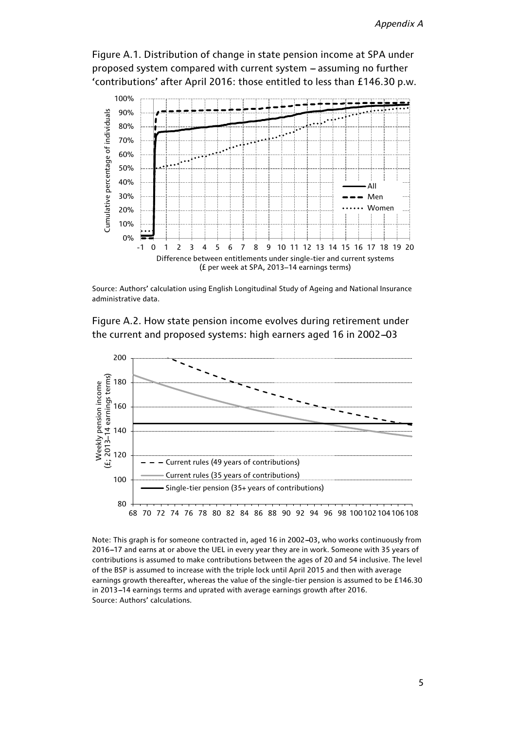Figure A.1. Distribution of change in state pension income at SPA under proposed system compared with current system – assuming no further 'contributions' after April 2016: those entitled to less than £146.30 p.w.

Source: Authors' calculation using English Longitudinal Study of Ageing and National Insurance administrative data.

Figure A.2. How state pension income evolves during retirement under the current and proposed systems: high earners aged 16 in 2002–03

Note: This graph is for someone contracted in, aged 16 in 2002–03, who works continuously from 2016–17 and earns at or above the UEL in every year they are in work. Someone with 35 years of contributions is assumed to make contributions between the ages of 20 and 54 inclusive. The level of the BSP is assumed to increase with the triple lock until April 2015 and then with average earnings growth thereafter, whereas the value of the single-tier pension is assumed to be £146.30 in 2013–14 earnings terms and uprated with average earnings growth after 2016.
Source: Authors' calculations.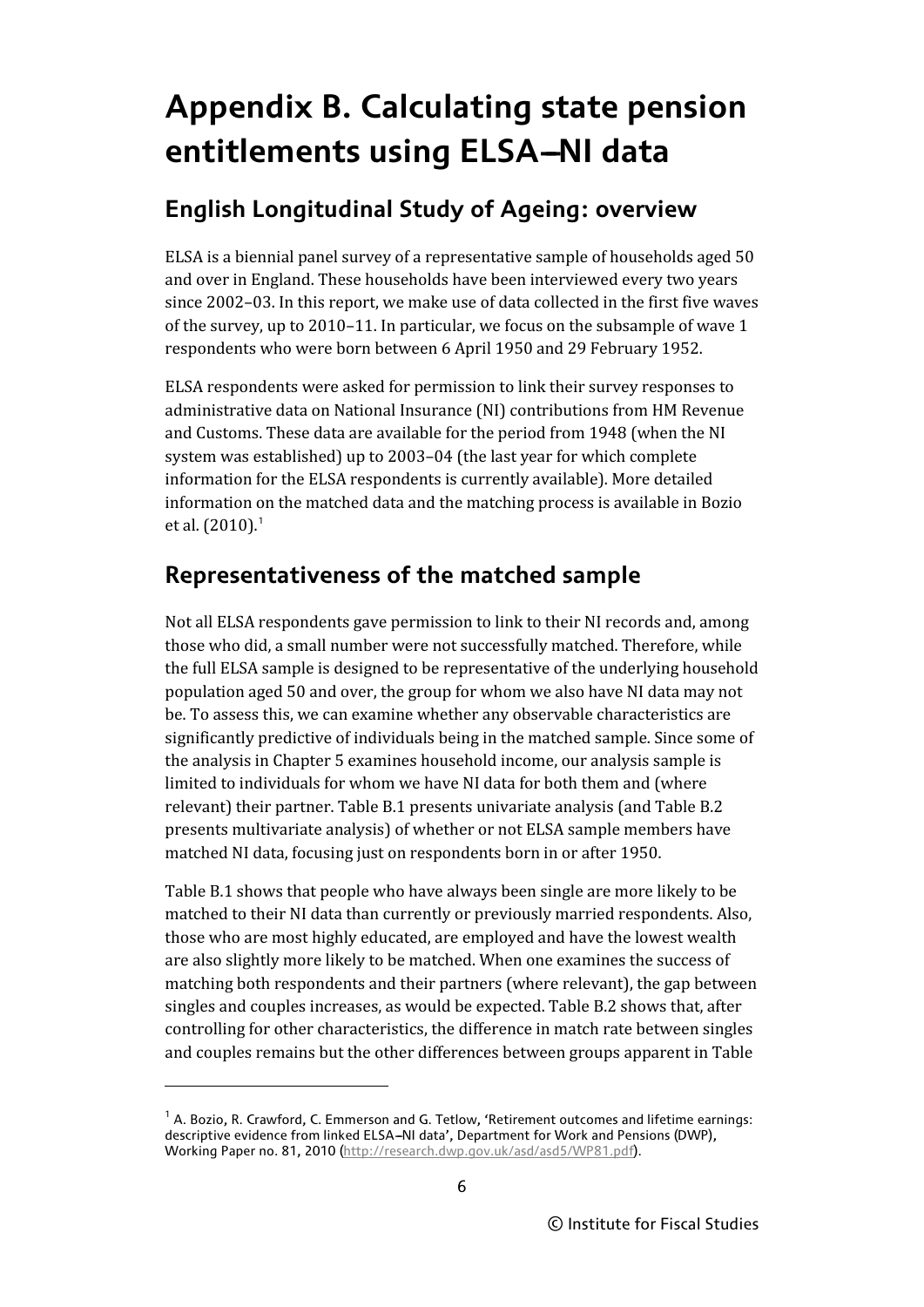# Appendix B. Calculating state pension entitlements using ELSA–NI data

## English Longitudinal Study of Ageing: overview

ELSA is a biennial panel survey of a representative sample of households aged 50 and over in England. These households have been interviewed every two years since 2002–03. In this report, we make use of data collected in the first five waves of the survey, up to 2010–11. In particular, we focus on the subsample of wave 1 respondents who were born between 6 April 1950 and 29 February 1952.

ELSA respondents were asked for permission to link their survey responses to administrative data on National Insurance (NI) contributions from HM Revenue and Customs. These data are available for the period from 1948 (when the NI system was established) up to 2003–04 (the last year for which complete information for the ELSA respondents is currently available). More detailed information on the matched data and the matching process is available in Bozio et al. (2010).[1]

## Representativeness of the matched sample

Not all ELSA respondents gave permission to link to their NI records and, among those who did, a small number were not successfully matched. Therefore, while the full ELSA sample is designed to be representative of the underlying household population aged 50 and over, the group for whom we also have NI data may not be. To assess this, we can examine whether any observable characteristics are significantly predictive of individuals being in the matched sample. Since some of the analysis in Chapter 5 examines household income, our analysis sample is limited to individuals for whom we have NI data for both them and (where relevant) their partner. Table B.1 presents univariate analysis (and Table B.2 presents multivariate analysis) of whether or not ELSA sample members have matched NI data, focusing just on respondents born in or after 1950.

Table B.1 shows that people who have always been single are more likely to be matched to their NI data than currently or previously married respondents. Also, those who are most highly educated, are employed and have the lowest wealth are also slightly more likely to be matched. When one examines the success of matching both respondents and their partners (where relevant), the gap between singles and couples increases, as would be expected. Table B.2 shows that, after controlling for other characteristics, the difference in match rate between singles and couples remains but the other differences between groups apparent in Table

[1] A. Bozio, R. Crawford, C. Emmerson and G. Tetlow, 'Retirement outcomes and lifetime earnings: descriptive evidence from linked ELSA–NI data', Department for Work and Pensions (DWP), Working Paper no. 81, 2010 (http://research.dwp.gov.uk/asd/asd5/WP81.pdf).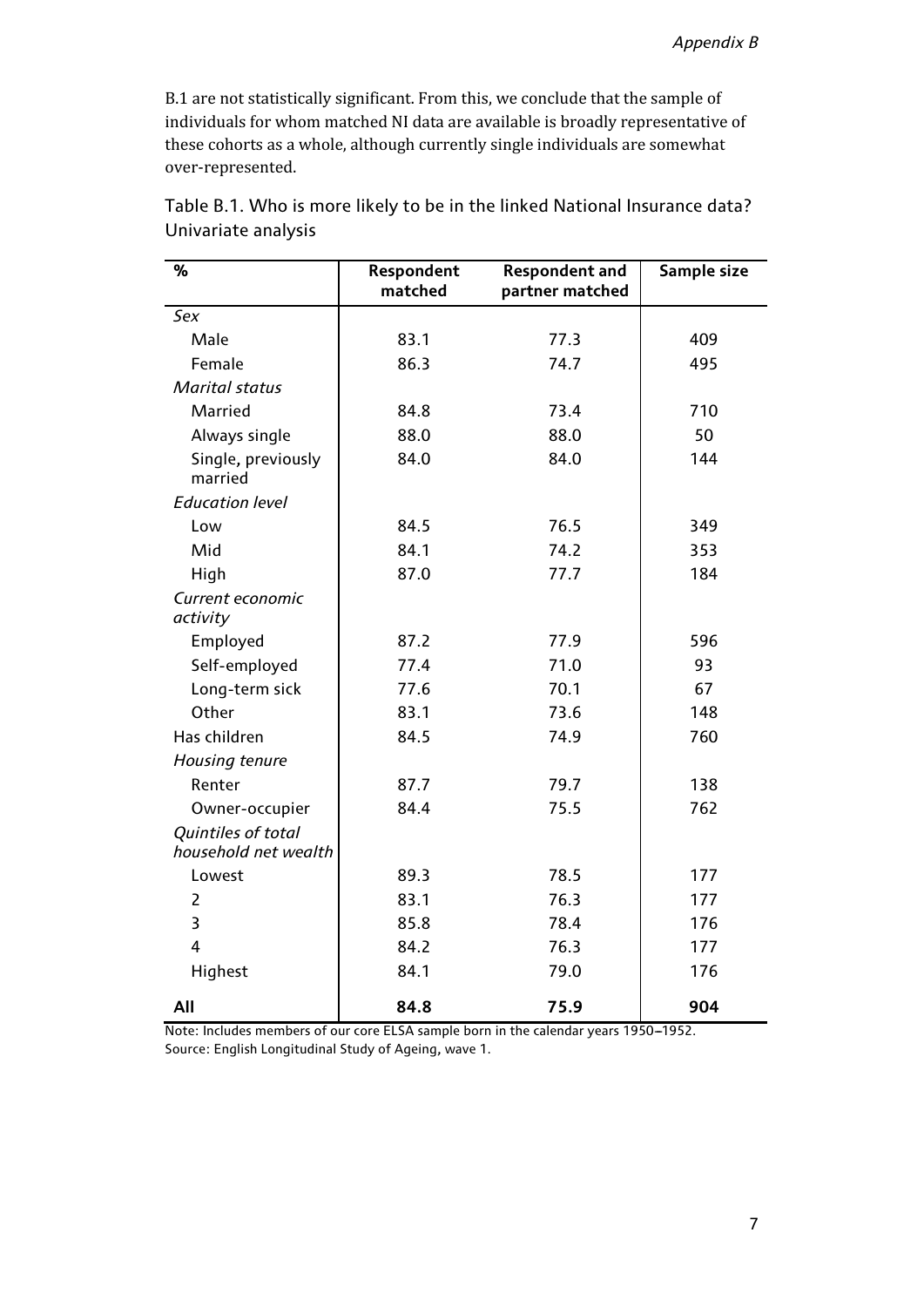B.1 are not statistically significant. From this, we conclude that the sample of individuals for whom matched NI data are available is broadly representative of these cohorts as a whole, although currently single individuals are somewhat over-represented.

Table B.1. Who is more likely to be in the linked National Insurance data? Univariate analysis

| % | Respondent matched | Respondent and partner matched | Sample size |
|---|---|---|---|
| *Sex* | | | |
| Male | 83.1 | 77.3 | 409 |
| Female | 86.3 | 74.7 | 495 |
| *Marital status* | | | |
| Married | 84.8 | 73.4 | 710 |
| Always single | 88.0 | 88.0 | 50 |
| Single, previously married | 84.0 | 84.0 | 144 |
| *Education level* | | | |
| Low | 84.5 | 76.5 | 349 |
| Mid | 84.1 | 74.2 | 353 |
| High | 87.0 | 77.7 | 184 |
| *Current economic activity* | | | |
| Employed | 87.2 | 77.9 | 596 |
| Self-employed | 77.4 | 71.0 | 93 |
| Long-term sick | 77.6 | 70.1 | 67 |
| Other | 83.1 | 73.6 | 148 |
| Has children | 84.5 | 74.9 | 760 |
| *Housing tenure* | | | |
| Renter | 87.7 | 79.7 | 138 |
| Owner-occupier | 84.4 | 75.5 | 762 |
| *Quintiles of total household net wealth* | | | |
| Lowest | 89.3 | 78.5 | 177 |
| 2 | 83.1 | 76.3 | 177 |
| 3 | 85.8 | 78.4 | 176 |
| 4 | 84.2 | 76.3 | 177 |
| Highest | 84.1 | 79.0 | 176 |
| **All** | **84.8** | **75.9** | **904** |

Note: Includes members of our core ELSA sample born in the calendar years 1950–1952.
Source: English Longitudinal Study of Ageing, wave 1.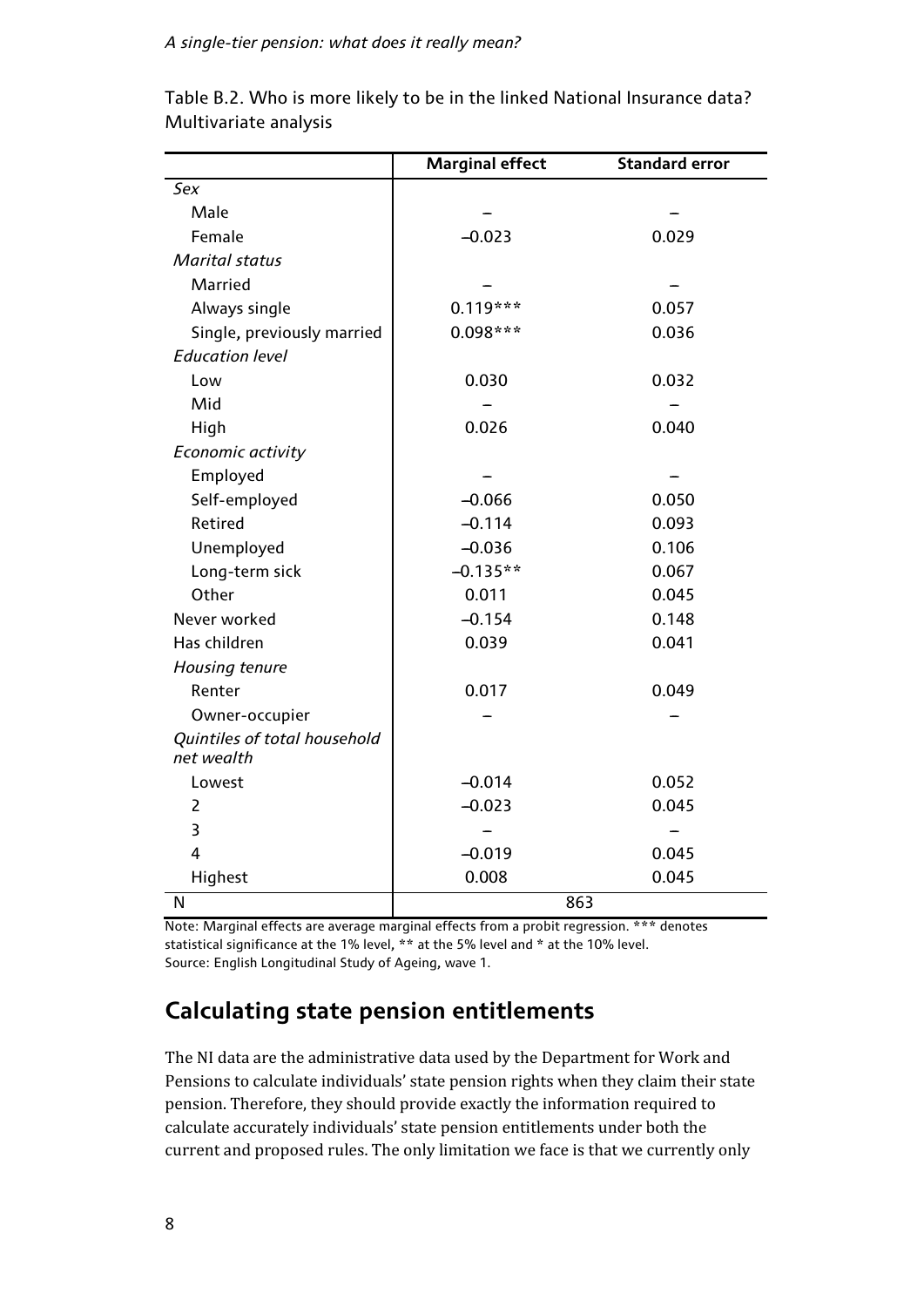Table B.2. Who is more likely to be in the linked National Insurance data? Multivariate analysis

| | Marginal effect | Standard error |
|---|---|---|
| *Sex* | | |
| Male | – | – |
| Female | –0.023 | 0.029 |
| *Marital status* | | |
| Married | – | – |
| Always single | 0.119*** | 0.057 |
| Single, previously married | 0.098*** | 0.036 |
| *Education level* | | |
| Low | 0.030 | 0.032 |
| Mid | – | – |
| High | 0.026 | 0.040 |
| *Economic activity* | | |
| Employed | – | – |
| Self-employed | –0.066 | 0.050 |
| Retired | –0.114 | 0.093 |
| Unemployed | –0.036 | 0.106 |
| Long-term sick | –0.135** | 0.067 |
| Other | 0.011 | 0.045 |
| Never worked | –0.154 | 0.148 |
| Has children | 0.039 | 0.041 |
| *Housing tenure* | | |
| Renter | 0.017 | 0.049 |
| Owner-occupier | – | – |
| *Quintiles of total household net wealth* | | |
| Lowest | –0.014 | 0.052 |
| 2 | –0.023 | 0.045 |
| 3 | – | – |
| 4 | –0.019 | 0.045 |
| Highest | 0.008 | 0.045 |
| N | 863 | |

Note: Marginal effects are average marginal effects from a probit regression. *** denotes statistical significance at the 1% level, ** at the 5% level and * at the 10% level.
Source: English Longitudinal Study of Ageing, wave 1.

## Calculating state pension entitlements

The NI data are the administrative data used by the Department for Work and Pensions to calculate individuals' state pension rights when they claim their state pension. Therefore, they should provide exactly the information required to calculate accurately individuals' state pension entitlements under both the current and proposed rules. The only limitation we face is that we currently only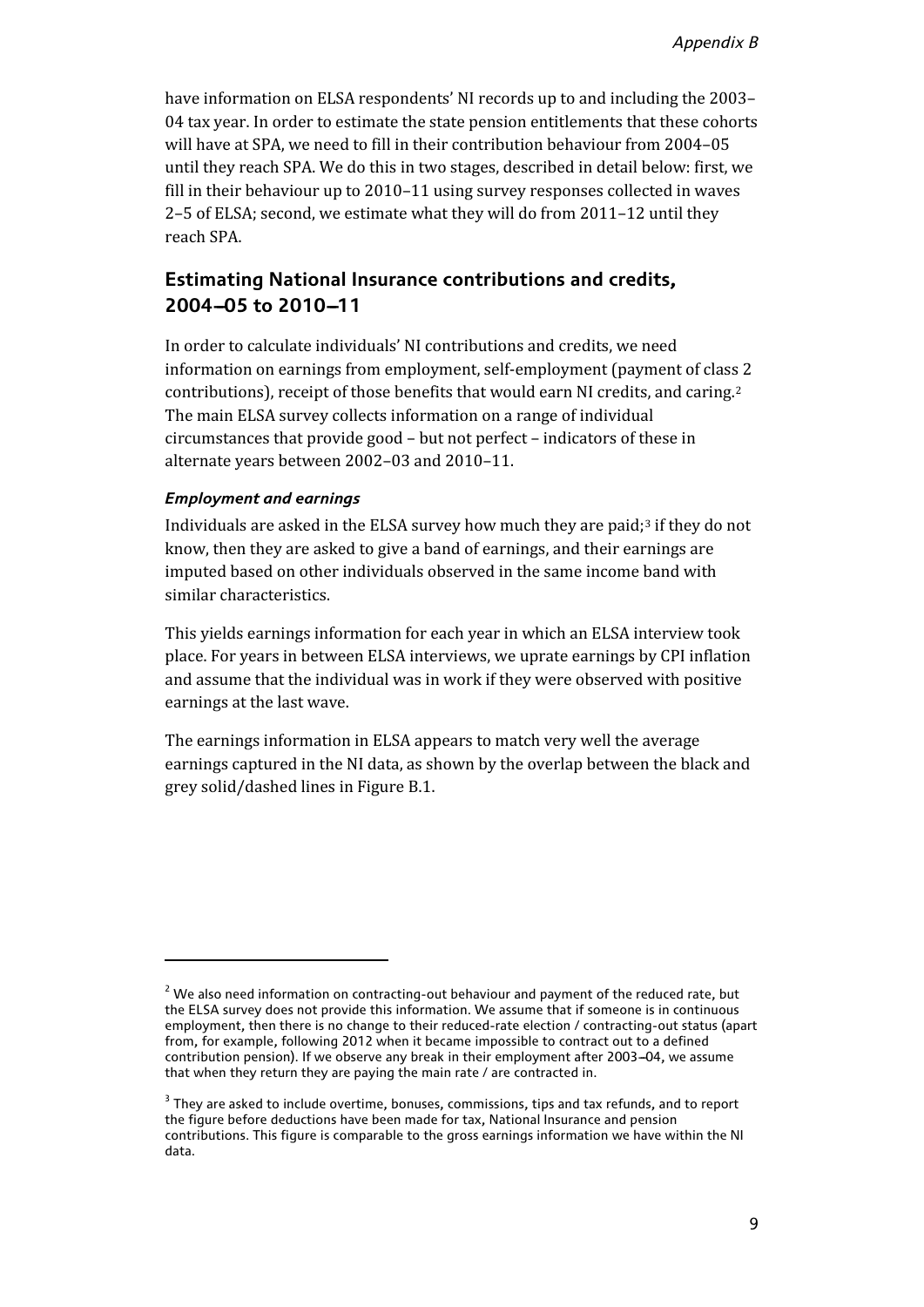have information on ELSA respondents' NI records up to and including the 2003–04 tax year. In order to estimate the state pension entitlements that these cohorts will have at SPA, we need to fill in their contribution behaviour from 2004–05 until they reach SPA. We do this in two stages, described in detail below: first, we fill in their behaviour up to 2010–11 using survey responses collected in waves 2–5 of ELSA; second, we estimate what they will do from 2011–12 until they reach SPA.

## Estimating National Insurance contributions and credits, 2004–05 to 2010–11

In order to calculate individuals' NI contributions and credits, we need information on earnings from employment, self-employment (payment of class 2 contributions), receipt of those benefits that would earn NI credits, and caring.[2] The main ELSA survey collects information on a range of individual circumstances that provide good – but not perfect – indicators of these in alternate years between 2002–03 and 2010–11.

### *Employment and earnings*

Individuals are asked in the ELSA survey how much they are paid;[3] if they do not know, then they are asked to give a band of earnings, and their earnings are imputed based on other individuals observed in the same income band with similar characteristics.

This yields earnings information for each year in which an ELSA interview took place. For years in between ELSA interviews, we uprate earnings by CPI inflation and assume that the individual was in work if they were observed with positive earnings at the last wave.

The earnings information in ELSA appears to match very well the average earnings captured in the NI data, as shown by the overlap between the black and grey solid/dashed lines in Figure B.1.

---

[2] We also need information on contracting-out behaviour and payment of the reduced rate, but the ELSA survey does not provide this information. We assume that if someone is in continuous employment, then there is no change to their reduced-rate election / contracting-out status (apart from, for example, following 2012 when it became impossible to contract out to a defined contribution pension). If we observe any break in their employment after 2003–04, we assume that when they return they are paying the main rate / are contracted in.

[3] They are asked to include overtime, bonuses, commissions, tips and tax refunds, and to report the figure before deductions have been made for tax, National Insurance and pension contributions. This figure is comparable to the gross earnings information we have within the NI data.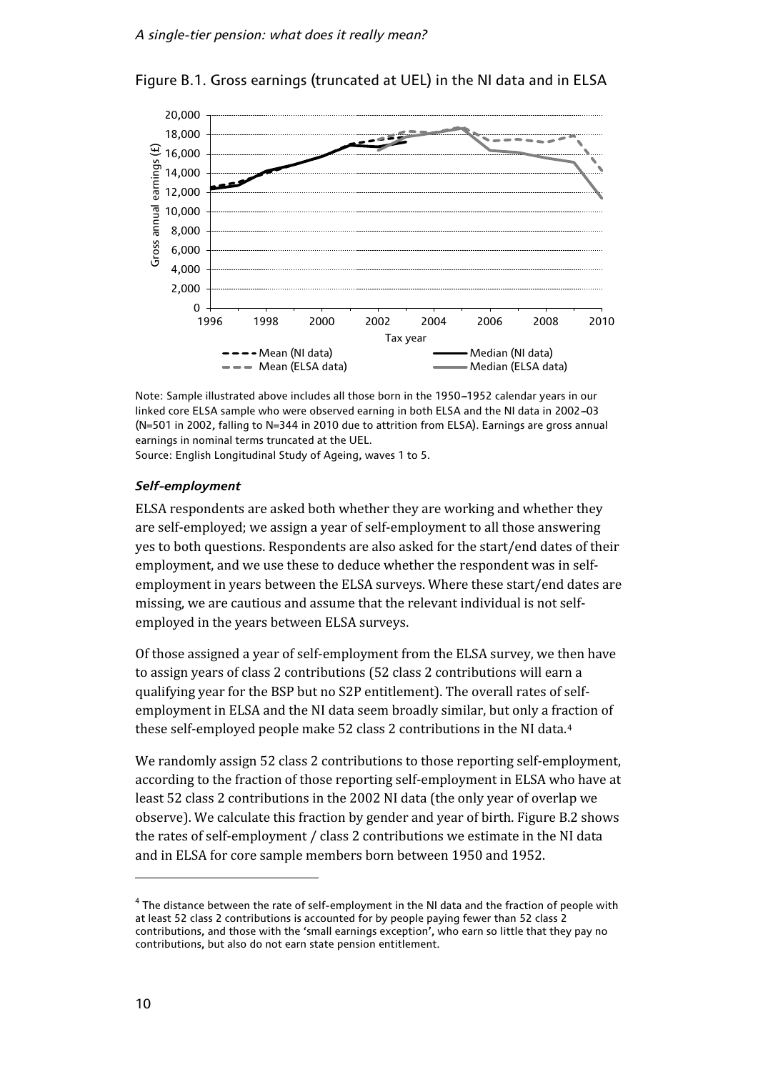Figure B.1. Gross earnings (truncated at UEL) in the NI data and in ELSA

Note: Sample illustrated above includes all those born in the 1950–1952 calendar years in our linked core ELSA sample who were observed earning in both ELSA and the NI data in 2002–03 (N=501 in 2002, falling to N=344 in 2010 due to attrition from ELSA). Earnings are gross annual earnings in nominal terms truncated at the UEL.

Source: English Longitudinal Study of Ageing, waves 1 to 5.

### *Self-employment*

ELSA respondents are asked both whether they are working and whether they are self-employed; we assign a year of self-employment to all those answering yes to both questions. Respondents are also asked for the start/end dates of their employment, and we use these to deduce whether the respondent was in self-employment in years between the ELSA surveys. Where these start/end dates are missing, we are cautious and assume that the relevant individual is not self-employed in the years between ELSA surveys.

Of those assigned a year of self-employment from the ELSA survey, we then have to assign years of class 2 contributions (52 class 2 contributions will earn a qualifying year for the BSP but no S2P entitlement). The overall rates of self-employment in ELSA and the NI data seem broadly similar, but only a fraction of these self-employed people make 52 class 2 contributions in the NI data.[4]

We randomly assign 52 class 2 contributions to those reporting self-employment, according to the fraction of those reporting self-employment in ELSA who have at least 52 class 2 contributions in the 2002 NI data (the only year of overlap we observe). We calculate this fraction by gender and year of birth. Figure B.2 shows the rates of self-employment / class 2 contributions we estimate in the NI data and in ELSA for core sample members born between 1950 and 1952.

[4] The distance between the rate of self-employment in the NI data and the fraction of people with at least 52 class 2 contributions is accounted for by people paying fewer than 52 class 2 contributions, and those with the 'small earnings exception', who earn so little that they pay no contributions, but also do not earn state pension entitlement.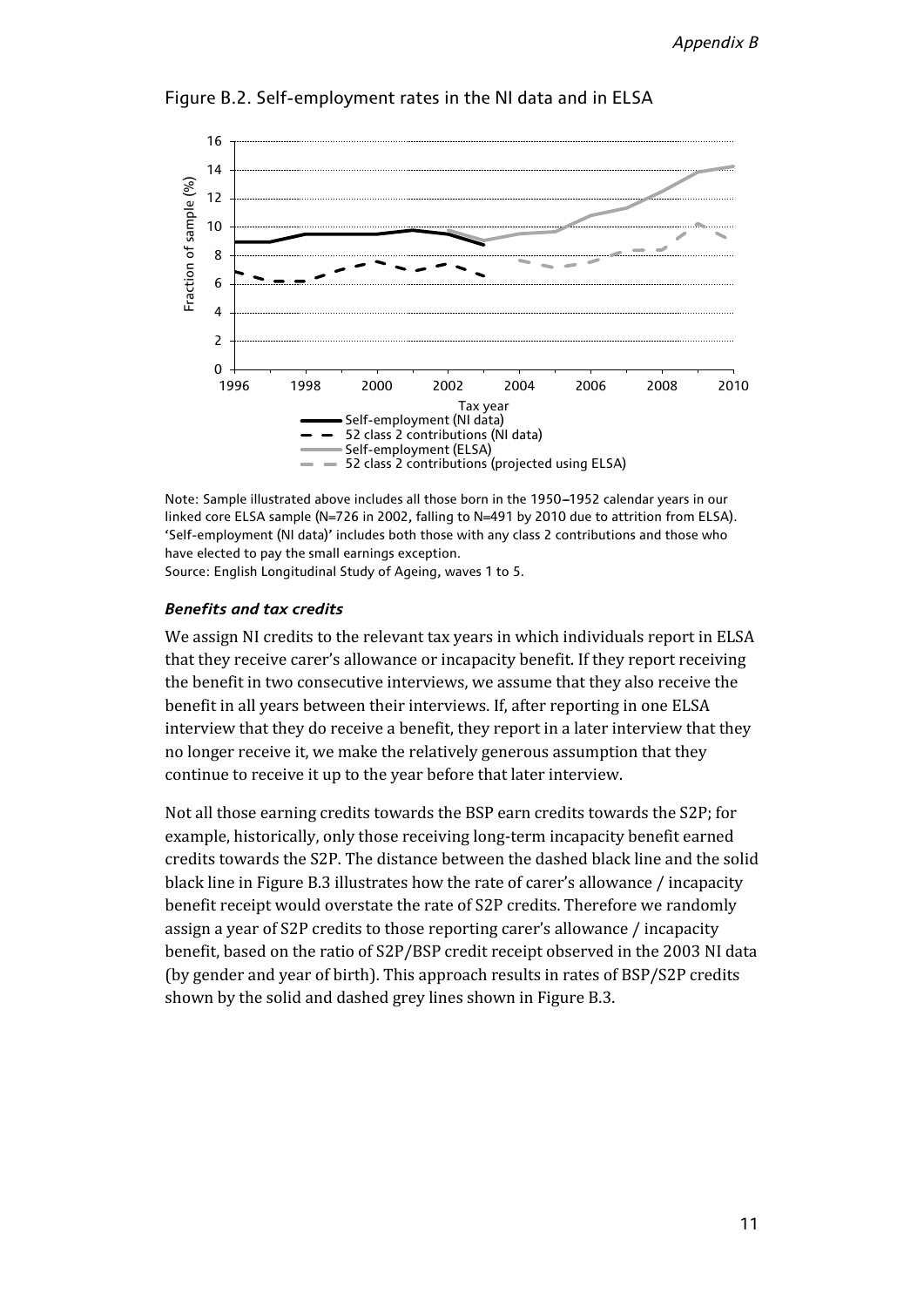Figure B.2. Self-employment rates in the NI data and in ELSA

Note: Sample illustrated above includes all those born in the 1950–1952 calendar years in our linked core ELSA sample (N=726 in 2002, falling to N=491 by 2010 due to attrition from ELSA). 'Self-employment (NI data)' includes both those with any class 2 contributions and those who have elected to pay the small earnings exception.
Source: English Longitudinal Study of Ageing, waves 1 to 5.

### *Benefits and tax credits*

We assign NI credits to the relevant tax years in which individuals report in ELSA that they receive carer's allowance or incapacity benefit. If they report receiving the benefit in two consecutive interviews, we assume that they also receive the benefit in all years between their interviews. If, after reporting in one ELSA interview that they do receive a benefit, they report in a later interview that they no longer receive it, we make the relatively generous assumption that they continue to receive it up to the year before that later interview.

Not all those earning credits towards the BSP earn credits towards the S2P; for example, historically, only those receiving long-term incapacity benefit earned credits towards the S2P. The distance between the dashed black line and the solid black line in Figure B.3 illustrates how the rate of carer's allowance / incapacity benefit receipt would overstate the rate of S2P credits. Therefore we randomly assign a year of S2P credits to those reporting carer's allowance / incapacity benefit, based on the ratio of S2P/BSP credit receipt observed in the 2003 NI data (by gender and year of birth). This approach results in rates of BSP/S2P credits shown by the solid and dashed grey lines shown in Figure B.3.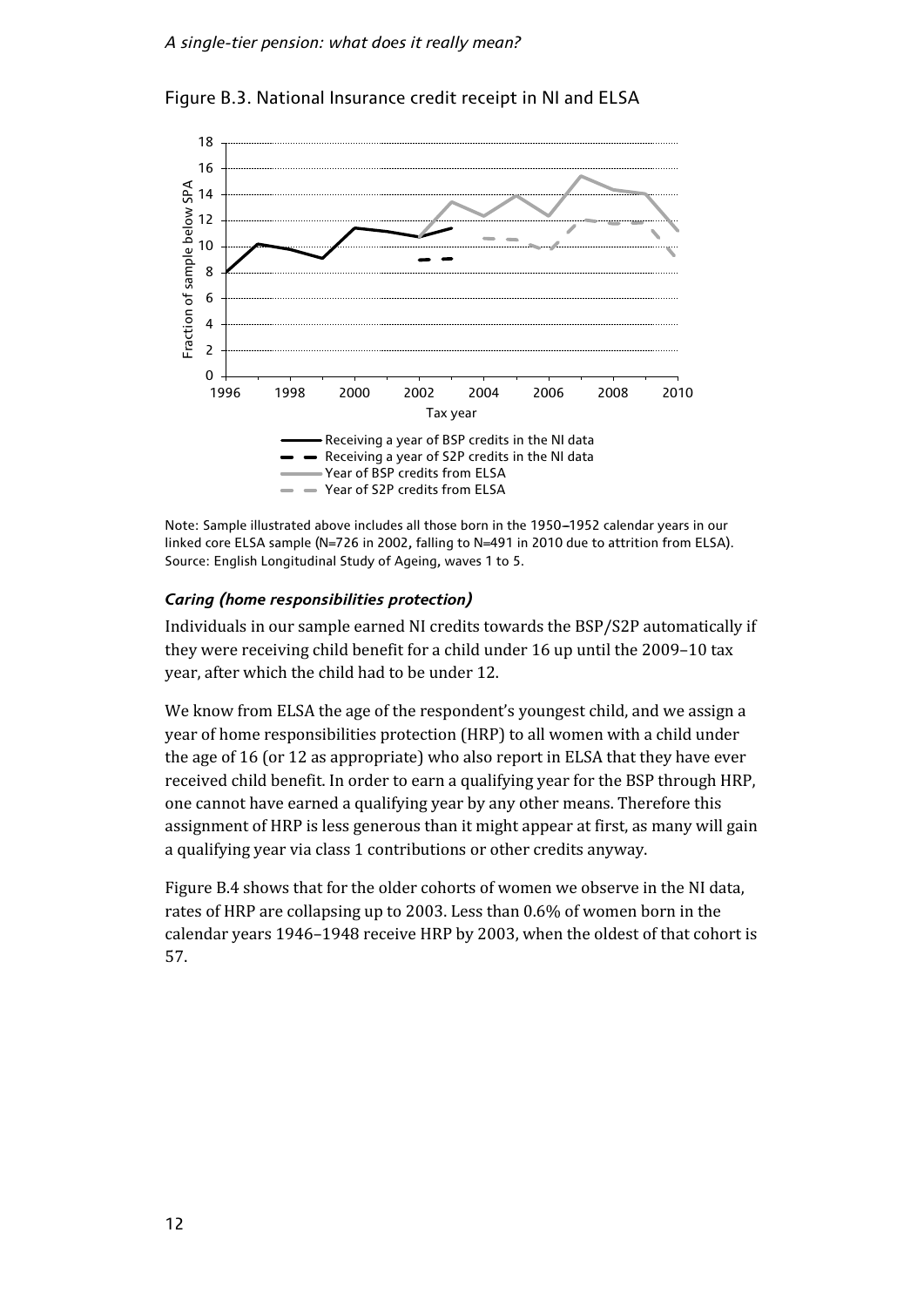Figure B.3. National Insurance credit receipt in NI and ELSA

Note: Sample illustrated above includes all those born in the 1950–1952 calendar years in our linked core ELSA sample (N=726 in 2002, falling to N=491 in 2010 due to attrition from ELSA).
Source: English Longitudinal Study of Ageing, waves 1 to 5.

#### *Caring (home responsibilities protection)*

Individuals in our sample earned NI credits towards the BSP/S2P automatically if they were receiving child benefit for a child under 16 up until the 2009–10 tax year, after which the child had to be under 12.

We know from ELSA the age of the respondent's youngest child, and we assign a year of home responsibilities protection (HRP) to all women with a child under the age of 16 (or 12 as appropriate) who also report in ELSA that they have ever received child benefit. In order to earn a qualifying year for the BSP through HRP, one cannot have earned a qualifying year by any other means. Therefore this assignment of HRP is less generous than it might appear at first, as many will gain a qualifying year via class 1 contributions or other credits anyway.

Figure B.4 shows that for the older cohorts of women we observe in the NI data, rates of HRP are collapsing up to 2003. Less than 0.6% of women born in the calendar years 1946–1948 receive HRP by 2003, when the oldest of that cohort is 57.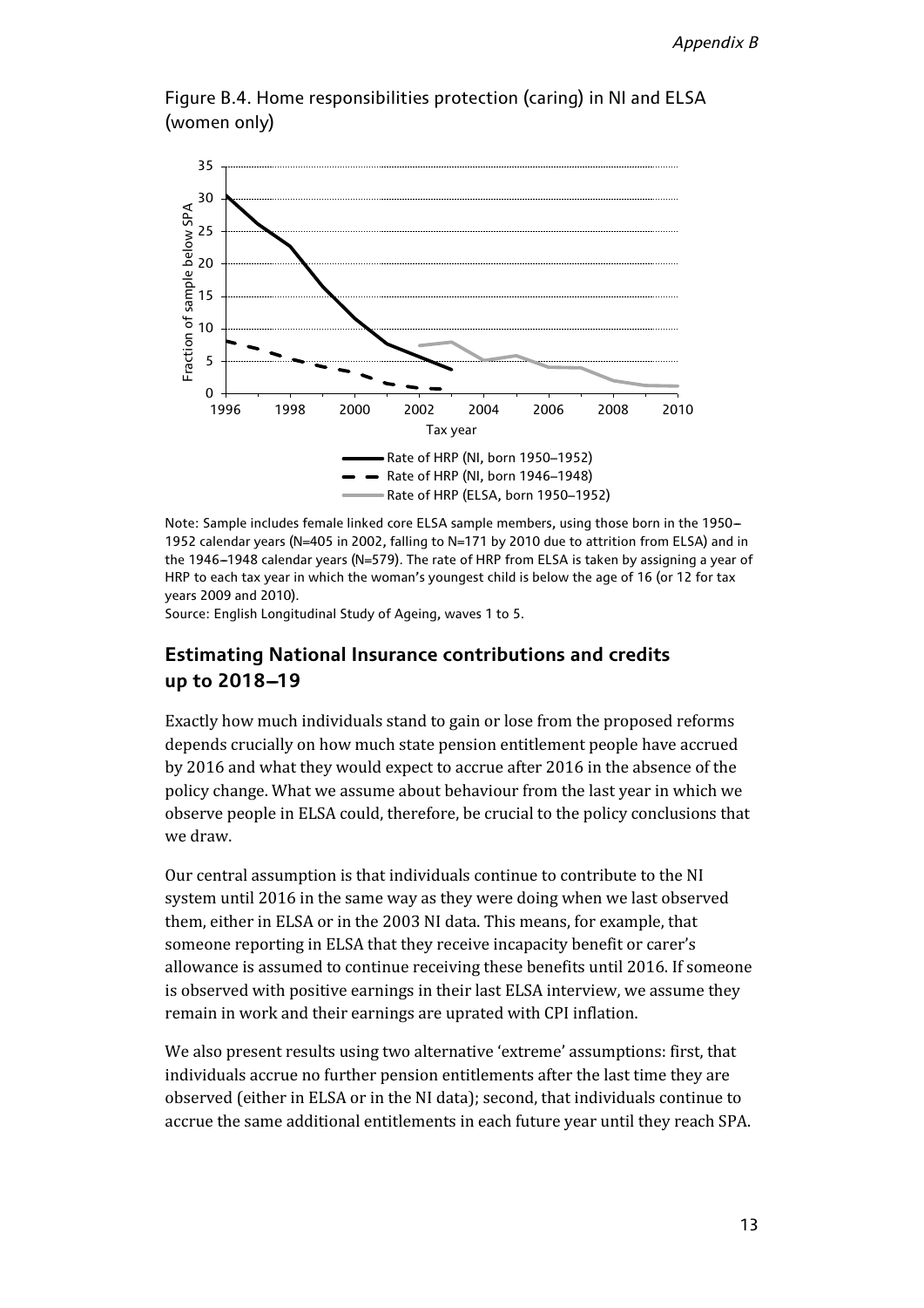Figure B.4. Home responsibilities protection (caring) in NI and ELSA (women only)

Note: Sample includes female linked core ELSA sample members, using those born in the 1950–1952 calendar years (N=405 in 2002, falling to N=171 by 2010 due to attrition from ELSA) and in the 1946–1948 calendar years (N=579). The rate of HRP from ELSA is taken by assigning a year of HRP to each tax year in which the woman's youngest child is below the age of 16 (or 12 for tax years 2009 and 2010).

Source: English Longitudinal Study of Ageing, waves 1 to 5.

## Estimating National Insurance contributions and credits up to 2018–19

Exactly how much individuals stand to gain or lose from the proposed reforms depends crucially on how much state pension entitlement people have accrued by 2016 and what they would expect to accrue after 2016 in the absence of the policy change. What we assume about behaviour from the last year in which we observe people in ELSA could, therefore, be crucial to the policy conclusions that we draw.

Our central assumption is that individuals continue to contribute to the NI system until 2016 in the same way as they were doing when we last observed them, either in ELSA or in the 2003 NI data. This means, for example, that someone reporting in ELSA that they receive incapacity benefit or carer's allowance is assumed to continue receiving these benefits until 2016. If someone is observed with positive earnings in their last ELSA interview, we assume they remain in work and their earnings are uprated with CPI inflation.

We also present results using two alternative 'extreme' assumptions: first, that individuals accrue no further pension entitlements after the last time they are observed (either in ELSA or in the NI data); second, that individuals continue to accrue the same additional entitlements in each future year until they reach SPA.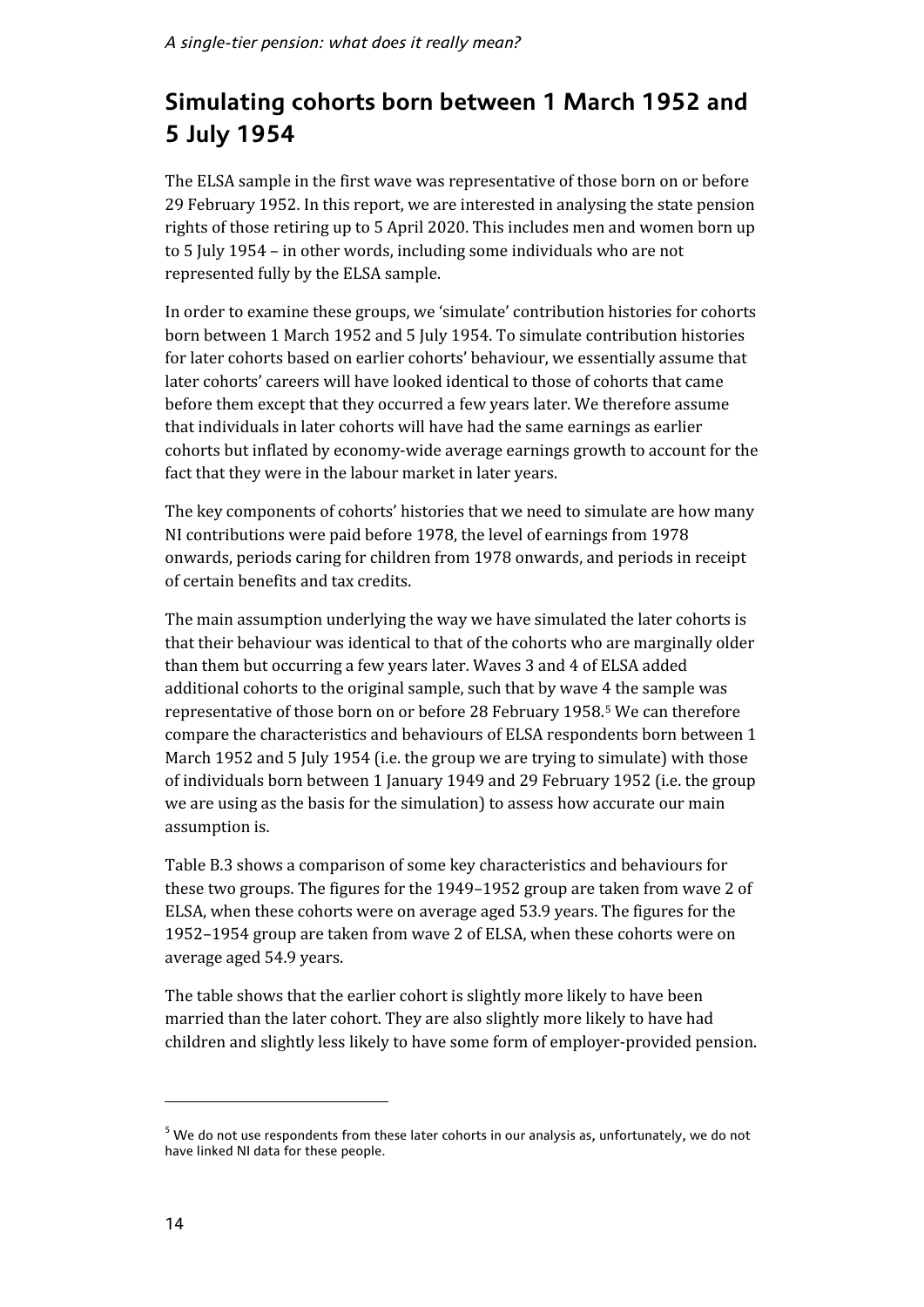## Simulating cohorts born between 1 March 1952 and 5 July 1954

The ELSA sample in the first wave was representative of those born on or before 29 February 1952. In this report, we are interested in analysing the state pension rights of those retiring up to 5 April 2020. This includes men and women born up to 5 July 1954 – in other words, including some individuals who are not represented fully by the ELSA sample.

In order to examine these groups, we 'simulate' contribution histories for cohorts born between 1 March 1952 and 5 July 1954. To simulate contribution histories for later cohorts based on earlier cohorts' behaviour, we essentially assume that later cohorts' careers will have looked identical to those of cohorts that came before them except that they occurred a few years later. We therefore assume that individuals in later cohorts will have had the same earnings as earlier cohorts but inflated by economy-wide average earnings growth to account for the fact that they were in the labour market in later years.

The key components of cohorts' histories that we need to simulate are how many NI contributions were paid before 1978, the level of earnings from 1978 onwards, periods caring for children from 1978 onwards, and periods in receipt of certain benefits and tax credits.

The main assumption underlying the way we have simulated the later cohorts is that their behaviour was identical to that of the cohorts who are marginally older than them but occurring a few years later. Waves 3 and 4 of ELSA added additional cohorts to the original sample, such that by wave 4 the sample was representative of those born on or before 28 February 1958.[5] We can therefore compare the characteristics and behaviours of ELSA respondents born between 1 March 1952 and 5 July 1954 (i.e. the group we are trying to simulate) with those of individuals born between 1 January 1949 and 29 February 1952 (i.e. the group we are using as the basis for the simulation) to assess how accurate our main assumption is.

Table B.3 shows a comparison of some key characteristics and behaviours for these two groups. The figures for the 1949–1952 group are taken from wave 2 of ELSA, when these cohorts were on average aged 53.9 years. The figures for the 1952–1954 group are taken from wave 2 of ELSA, when these cohorts were on average aged 54.9 years.

The table shows that the earlier cohort is slightly more likely to have been married than the later cohort. They are also slightly more likely to have had children and slightly less likely to have some form of employer-provided pension.

[5] We do not use respondents from these later cohorts in our analysis as, unfortunately, we do not have linked NI data for these people.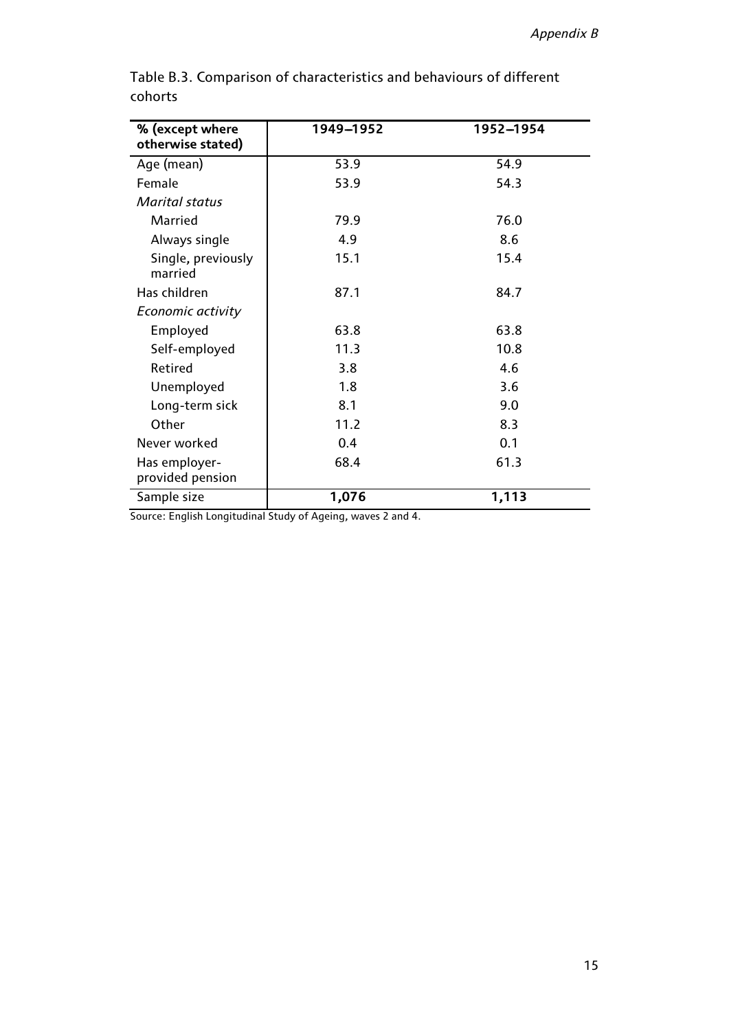Table B.3. Comparison of characteristics and behaviours of different cohorts

| % (except where otherwise stated) | 1949–1952 | 1952–1954 |
|---|---|---|
| Age (mean) | 53.9 | 54.9 |
| Female | 53.9 | 54.3 |
| *Marital status* | | |
| Married | 79.9 | 76.0 |
| Always single | 4.9 | 8.6 |
| Single, previously married | 15.1 | 15.4 |
| Has children | 87.1 | 84.7 |
| *Economic activity* | | |
| Employed | 63.8 | 63.8 |
| Self-employed | 11.3 | 10.8 |
| Retired | 3.8 | 4.6 |
| Unemployed | 1.8 | 3.6 |
| Long-term sick | 8.1 | 9.0 |
| Other | 11.2 | 8.3 |
| Never worked | 0.4 | 0.1 |
| Has employer-provided pension | 68.4 | 61.3 |
| Sample size | **1,076** | **1,113** |

Source: English Longitudinal Study of Ageing, waves 2 and 4.